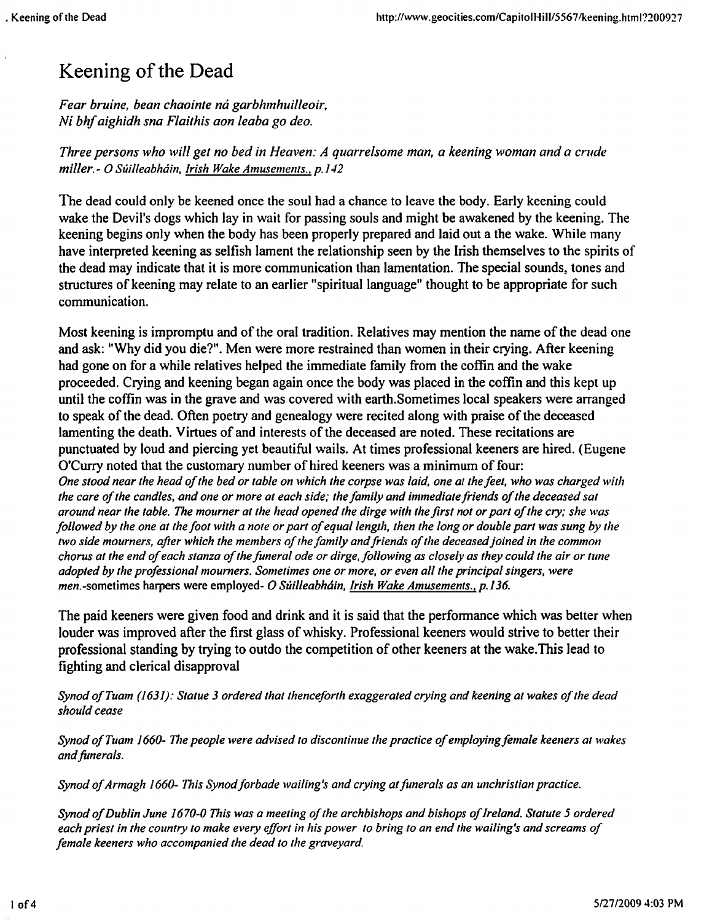# Keening of the Dead

*Fear bruine, bean chaointe ná garbhmhuilleoir,*
*Ní bhf aighidh sna Flaithis aon leaba go deo.*

*Three persons who will get no bed in Heaven: A quarrelsome man, a keening woman and a crude miller.- O Súilleabháin, Irish Wake Amusements., p.142*

The dead could only be keened once the soul had a chance to leave the body. Early keening could wake the Devil's dogs which lay in wait for passing souls and might be awakened by the keening. The keening begins only when the body has been properly prepared and laid out a the wake. While many have interpreted keening as selfish lament the relationship seen by the Irish themselves to the spirits of the dead may indicate that it is more communication than lamentation. The special sounds, tones and structures of keening may relate to an earlier "spiritual language" thought to be appropriate for such communication.

Most keening is impromptu and of the oral tradition. Relatives may mention the name of the dead one and ask: "Why did you die?". Men were more restrained than women in their crying. After keening had gone on for a while relatives helped the immediate family from the coffin and the wake proceeded. Crying and keening began again once the body was placed in the coffin and this kept up until the coffin was in the grave and was covered with earth.Sometimes local speakers were arranged to speak of the dead. Often poetry and genealogy were recited along with praise of the deceased lamenting the death. Virtues of and interests of the deceased are noted. These recitations are punctuated by loud and piercing yet beautiful wails. At times professional keeners are hired. (Eugene O'Curry noted that the customary number of hired keeners was a minimum of four:
*One stood near the head of the bed or table on which the corpse was laid, one at the feet, who was charged with the care of the candles, and one or more at each side; the family and immediate friends of the deceased sat around near the table. The mourner at the head opened the dirge with the first not or part of the cry; she was followed by the one at the foot with a note or part of equal length, then the long or double part was sung by the two side mourners, after which the members of the family and friends of the deceased joined in the common chorus at the end of each stanza of the funeral ode or dirge, following as closely as they could the air or tune adopted by the professional mourners. Sometimes one or more, or even all the principal singers, were men.*-sometimes harpers were employed- *O Súilleabháin, Irish Wake Amusements., p.136.*

The paid keeners were given food and drink and it is said that the performance which was better when louder was improved after the first glass of whisky. Professional keeners would strive to better their professional standing by trying to outdo the competition of other keeners at the wake.This lead to fighting and clerical disapproval

*Synod of Tuam (1631): Statue 3 ordered that thenceforth exaggerated crying and keening at wakes of the dead should cease*

*Synod of Tuam 1660- The people were advised to discontinue the practice of employing female keeners at wakes and funerals.*

*Synod of Armagh 1660- This Synod forbade wailing's and crying at funerals as an unchristian practice.*

*Synod of Dublin June 1670-0 This was a meeting of the archbishops and bishops of Ireland. Statute 5 ordered each priest in the country to make every effort in his power to bring to an end the wailing's and screams of female keeners who accompanied the dead to the graveyard.*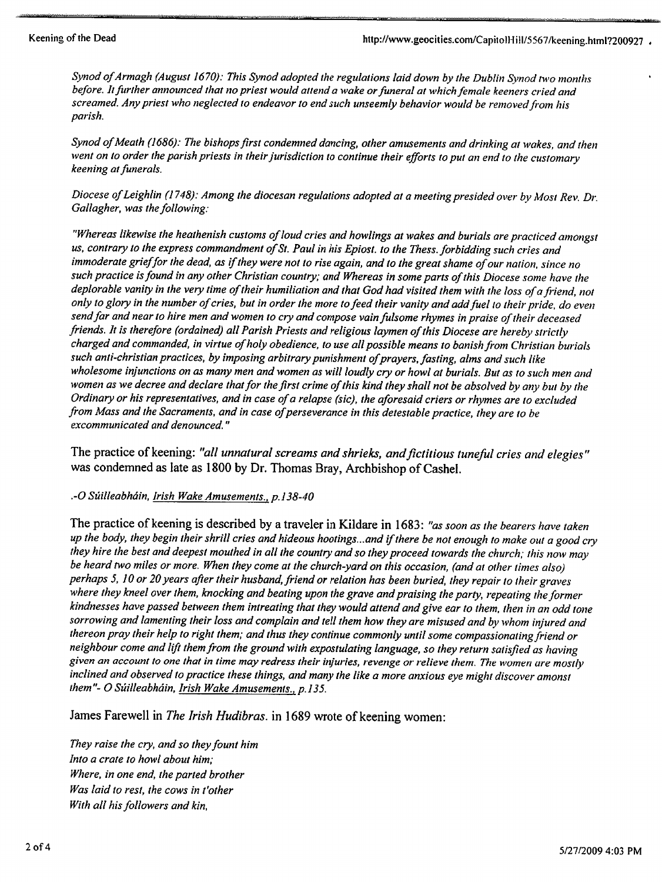*Synod of Armagh (August 1670): This Synod adopted the regulations laid down by the Dublin Synod two months before. It further announced that no priest would attend a wake or funeral at which female keeners cried and screamed. Any priest who neglected to endeavor to end such unseemly behavior would be removed from his parish.*

*Synod of Meath (1686): The bishops first condemned dancing, other amusements and drinking at wakes, and then went on to order the parish priests in their jurisdiction to continue their efforts to put an end to the customary keening at funerals.*

*Diocese of Leighlin (1748): Among the diocesan regulations adopted at a meeting presided over by Most Rev. Dr. Gallagher, was the following:*

*"Whereas likewise the heathenish customs of loud cries and howlings at wakes and burials are practiced amongst us, contrary to the express commandment of St. Paul in his Epiost. to the Thess. forbidding such cries and immoderate grief for the dead, as if they were not to rise again, and to the great shame of our nation, since no such practice is found in any other Christian country; and Whereas in some parts of this Diocese some have the deplorable vanity in the very time of their humiliation and that God had visited them with the loss of a friend, not only to glory in the number of cries, but in order the more to feed their vanity and add fuel to their pride, do even send far and near to hire men and women to cry and compose vain fulsome rhymes in praise of their deceased friends. It is therefore (ordained) all Parish Priests and religious laymen of this Diocese are hereby strictly charged and commanded, in virtue of holy obedience, to use all possible means to banish from Christian burials such anti-christian practices, by imposing arbitrary punishment of prayers, fasting, alms and such like wholesome injunctions on as many men and women as will loudly cry or howl at burials. But as to such men and women as we decree and declare that for the first crime of this kind they shall not be absolved by any but by the Ordinary or his representatives, and in case of a relapse (sic), the aforesaid criers or rhymes are to excluded from Mass and the Sacraments, and in case of perseverance in this detestable practice, they are to be excommunicated and denounced."*

The practice of keening: *"all unnatural screams and shrieks, and fictitious tuneful cries and elegies"* was condemned as late as 1800 by Dr. Thomas Bray, Archbishop of Cashel.

*.-O Súilleabháin, Irish Wake Amusements., p.138-40*

The practice of keening is described by a traveler in Kildare in 1683: *"as soon as the bearers have taken up the body, they begin their shrill cries and hideous hootings...and if there be not enough to make out a good cry they hire the best and deepest mouthed in all the country and so they proceed towards the church; this now may be heard two miles or more. When they come at the church-yard on this occasion, (and at other times also) perhaps 5, 10 or 20 years after their husband, friend or relation has been buried, they repair to their graves where they kneel over them, knocking and beating upon the grave and praising the party, repeating the former kindnesses have passed between them intreating that they would attend and give ear to them, then in an odd tone sorrowing and lamenting their loss and complain and tell them how they are misused and by whom injured and thereon pray their help to right them; and thus they continue commonly until some compassionating friend or neighbour come and lift them from the ground with expostulating language, so they return satisfied as having given an account to one that in time may redress their injuries, revenge or relieve them. The women are mostly inclined and observed to practice these things, and many the like a more anxious eye might discover amonst them"- O Súilleabháin, Irish Wake Amusements., p.135.*

James Farewell in *The Irish Hudibras*. in 1689 wrote of keening women:

*They raise the cry, and so they fount him*
*Into a crate to howl about him;*
*Where, in one end, the parted brother*
*Was laid to rest, the cows in t'other*
*With all his followers and kin,*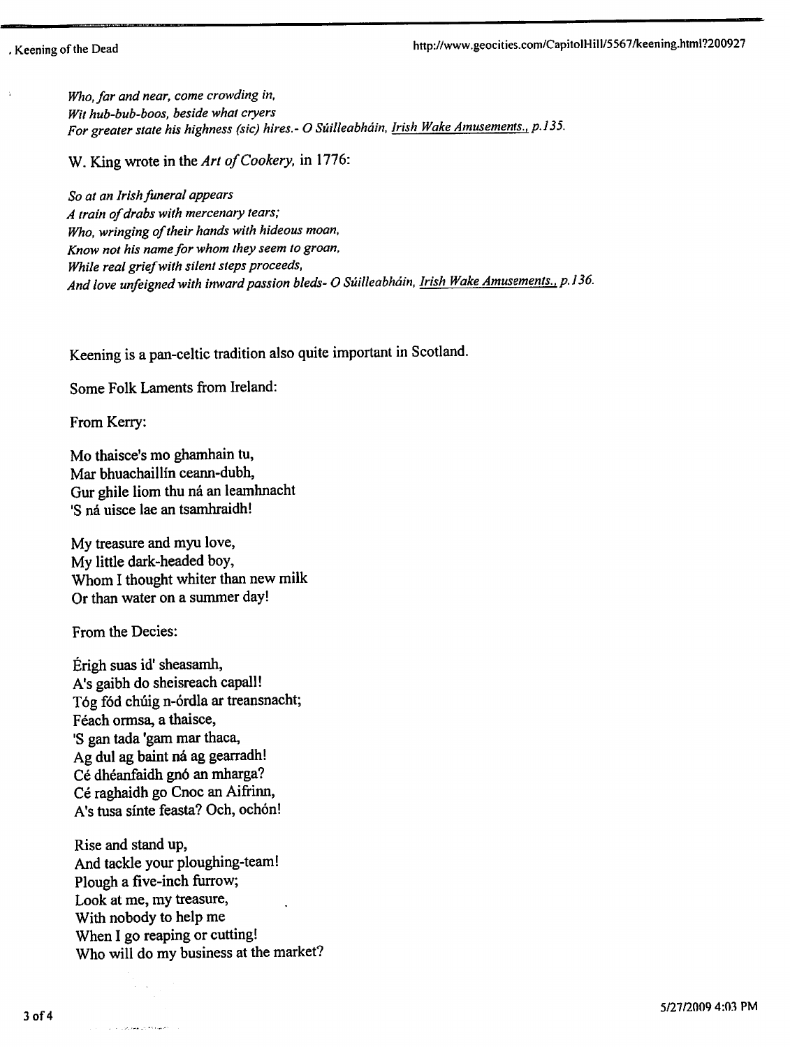*Who, far and near, come crowding in,*
*Wit hub-bub-boos, beside what cryers*
*For greater state his highness (sic) hires.- O Súilleabháin, Irish Wake Amusements., p.135.*

W. King wrote in the *Art of Cookery,* in 1776:

*So at an Irish funeral appears*
*A train of drabs with mercenary tears;*
*Who, wringing of their hands with hideous moan,*
*Know not his name for whom they seem to groan,*
*While real grief with silent steps proceeds,*
*And love unfeigned with inward passion bleds- O Súilleabháin, Irish Wake Amusements., p.136.*

Keening is a pan-celtic tradition also quite important in Scotland.

Some Folk Laments from Ireland:

From Kerry:

Mo thaisce's mo ghamhain tu,
Mar bhuachaillín ceann-dubh,
Gur ghile liom thu ná an leamhnacht
'S ná uisce lae an tsamhraidh!

My treasure and myu love,
My little dark-headed boy,
Whom I thought whiter than new milk
Or than water on a summer day!

From the Decies:

Érigh suas id' sheasamh,
A's gaibh do sheisreach capall!
Tóg fód chúig n-órdla ar treansnacht;
Féach ormsa, a thaisce,
'S gan tada 'gam mar thaca,
Ag dul ag baint ná ag gearradh!
Cé dhéanfaidh gnó an mharga?
Cé raghaidh go Cnoc an Aifrinn,
A's tusa sínte feasta? Och, ochón!

Rise and stand up,
And tackle your ploughing-team!
Plough a five-inch furrow;
Look at me, my treasure,
With nobody to help me
When I go reaping or cutting!
Who will do my business at the market?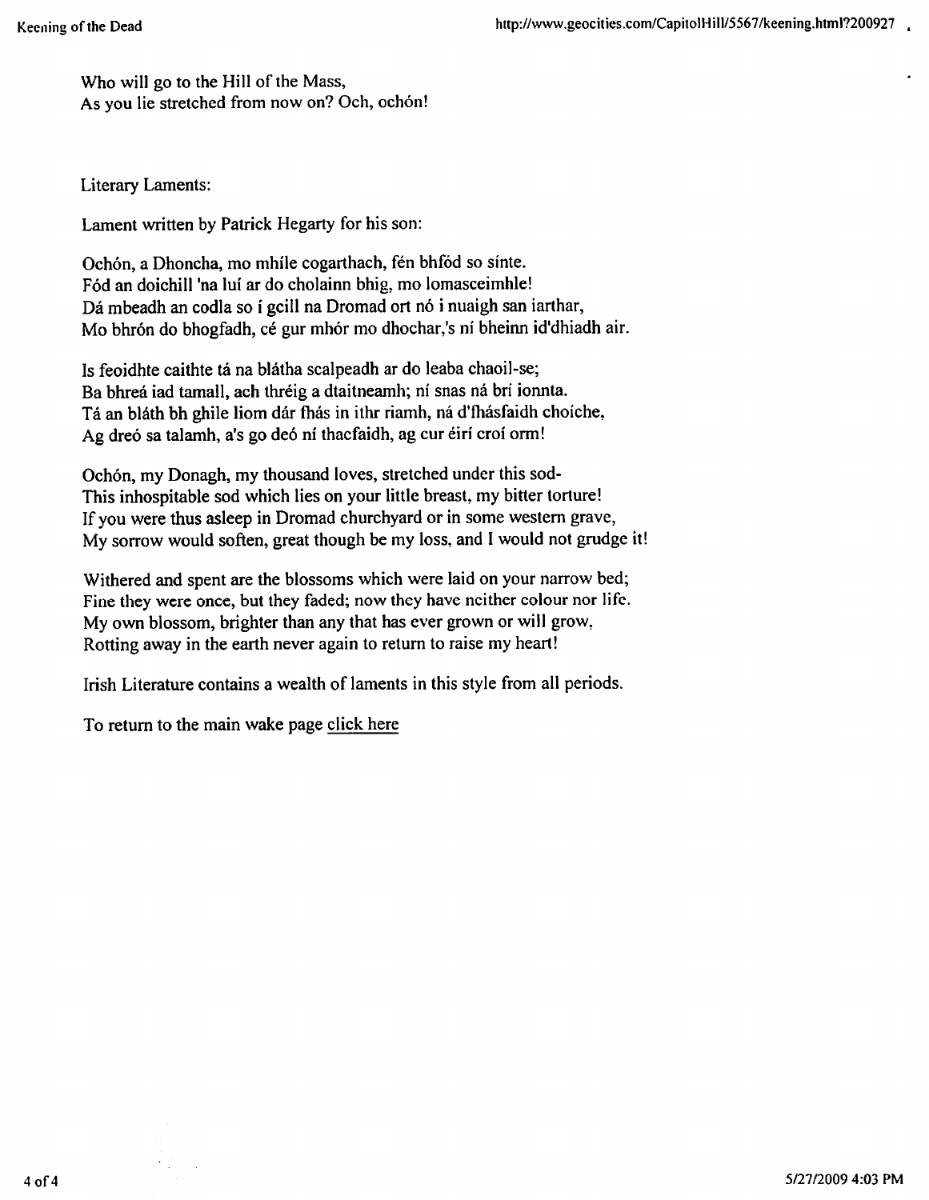Who will go to the Hill of the Mass,
As you lie stretched from now on? Och, ochón!

Literary Laments:

Lament written by Patrick Hegarty for his son:

Ochón, a Dhoncha, mo mhíle cogarthach, fén bhfód so sínte.
Fód an doichill 'na luí ar do cholainn bhig, mo lomasceimhle!
Dá mbeadh an codla so í gcill na Dromad ort nó i nuaigh san iarthar,
Mo bhrón do bhogfadh, cé gur mhór mo dhochar,'s ní bheinn id'dhiadh air.

Is feoidhte caithte tá na blátha scalpeadh ar do leaba chaoil-se;
Ba bhreá iad tamall, ach thréig a dtaitneamh; ní snas ná brí ionnta.
Tá an bláth bh ghile liom dár fhás in ithr riamh, ná d'fhásfaidh choíche,
Ag dreó sa talamh, a's go deó ní thacfaidh, ag cur éirí croí orm!

Ochón, my Donagh, my thousand loves, stretched under this sod-
This inhospitable sod which lies on your little breast, my bitter torture!
If you were thus asleep in Dromad churchyard or in some western grave,
My sorrow would soften, great though be my loss, and I would not grudge it!

Withered and spent are the blossoms which were laid on your narrow bed;
Fine they were once, but they faded; now they have neither colour nor life.
My own blossom, brighter than any that has ever grown or will grow,
Rotting away in the earth never again to return to raise my heart!

Irish Literature contains a wealth of laments in this style from all periods.

To return to the main wake page click here